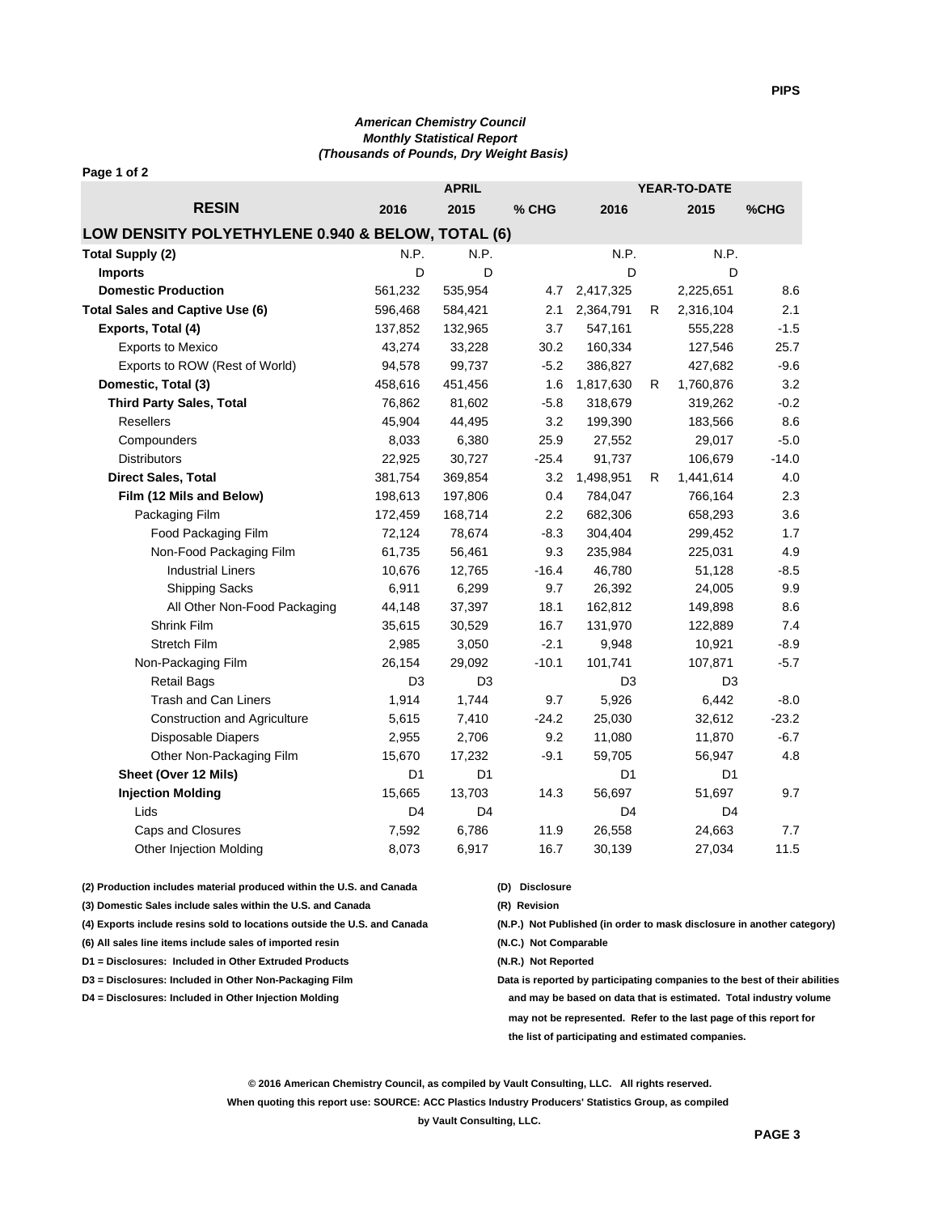*American Chemistry Council*
*Monthly Statistical Report*
*(Thousands of Pounds, Dry Weight Basis)*

**Page 1 of 2**

| RESIN | APRIL 2016 | APRIL 2015 | % CHG | YEAR-TO-DATE 2016 | | YEAR-TO-DATE 2015 | %CHG |
|---|---|---|---|---|---|---|---|
| **LOW DENSITY POLYETHYLENE 0.940 & BELOW, TOTAL (6)** | | | | | | | |
| **Total Supply (2)** | N.P. | N.P. | | N.P. | | N.P. | |
| **Imports** | D | D | | D | | D | |
| **Domestic Production** | 561,232 | 535,954 | 4.7 | 2,417,325 | | 2,225,651 | 8.6 |
| **Total Sales and Captive Use (6)** | 596,468 | 584,421 | 2.1 | 2,364,791 | R | 2,316,104 | 2.1 |
| **Exports, Total (4)** | 137,852 | 132,965 | 3.7 | 547,161 | | 555,228 | -1.5 |
| Exports to Mexico | 43,274 | 33,228 | 30.2 | 160,334 | | 127,546 | 25.7 |
| Exports to ROW (Rest of World) | 94,578 | 99,737 | -5.2 | 386,827 | | 427,682 | -9.6 |
| **Domestic, Total (3)** | 458,616 | 451,456 | 1.6 | 1,817,630 | R | 1,760,876 | 3.2 |
| **Third Party Sales, Total** | 76,862 | 81,602 | -5.8 | 318,679 | | 319,262 | -0.2 |
| Resellers | 45,904 | 44,495 | 3.2 | 199,390 | | 183,566 | 8.6 |
| Compounders | 8,033 | 6,380 | 25.9 | 27,552 | | 29,017 | -5.0 |
| Distributors | 22,925 | 30,727 | -25.4 | 91,737 | | 106,679 | -14.0 |
| **Direct Sales, Total** | 381,754 | 369,854 | 3.2 | 1,498,951 | R | 1,441,614 | 4.0 |
| **Film (12 Mils and Below)** | 198,613 | 197,806 | 0.4 | 784,047 | | 766,164 | 2.3 |
| Packaging Film | 172,459 | 168,714 | 2.2 | 682,306 | | 658,293 | 3.6 |
| Food Packaging Film | 72,124 | 78,674 | -8.3 | 304,404 | | 299,452 | 1.7 |
| Non-Food Packaging Film | 61,735 | 56,461 | 9.3 | 235,984 | | 225,031 | 4.9 |
| Industrial Liners | 10,676 | 12,765 | -16.4 | 46,780 | | 51,128 | -8.5 |
| Shipping Sacks | 6,911 | 6,299 | 9.7 | 26,392 | | 24,005 | 9.9 |
| All Other Non-Food Packaging | 44,148 | 37,397 | 18.1 | 162,812 | | 149,898 | 8.6 |
| Shrink Film | 35,615 | 30,529 | 16.7 | 131,970 | | 122,889 | 7.4 |
| Stretch Film | 2,985 | 3,050 | -2.1 | 9,948 | | 10,921 | -8.9 |
| Non-Packaging Film | 26,154 | 29,092 | -10.1 | 101,741 | | 107,871 | -5.7 |
| Retail Bags | D3 | D3 | | D3 | | D3 | |
| Trash and Can Liners | 1,914 | 1,744 | 9.7 | 5,926 | | 6,442 | -8.0 |
| Construction and Agriculture | 5,615 | 7,410 | -24.2 | 25,030 | | 32,612 | -23.2 |
| Disposable Diapers | 2,955 | 2,706 | 9.2 | 11,080 | | 11,870 | -6.7 |
| Other Non-Packaging Film | 15,670 | 17,232 | -9.1 | 59,705 | | 56,947 | 4.8 |
| **Sheet (Over 12 Mils)** | D1 | D1 | | D1 | | D1 | |
| **Injection Molding** | 15,665 | 13,703 | 14.3 | 56,697 | | 51,697 | 9.7 |
| Lids | D4 | D4 | | D4 | | D4 | |
| Caps and Closures | 7,592 | 6,786 | 11.9 | 26,558 | | 24,663 | 7.7 |
| Other Injection Molding | 8,073 | 6,917 | 16.7 | 30,139 | | 27,034 | 11.5 |

**(2) Production includes material produced within the U.S. and Canada**
**(3) Domestic Sales include sales within the U.S. and Canada**
**(4) Exports include resins sold to locations outside the U.S. and Canada**
**(6) All sales line items include sales of imported resin**
**D1 = Disclosures: Included in Other Extruded Products**
**D3 = Disclosures: Included in Other Non-Packaging Film**
**D4 = Disclosures: Included in Other Injection Molding**

**(D) Disclosure**
**(R) Revision**
**(N.P.) Not Published (in order to mask disclosure in another category)**
**(N.C.) Not Comparable**
**(N.R.) Not Reported**
**Data is reported by participating companies to the best of their abilities and may be based on data that is estimated. Total industry volume may not be represented. Refer to the last page of this report for the list of participating and estimated companies.**

**© 2016 American Chemistry Council, as compiled by Vault Consulting, LLC. All rights reserved.**
**When quoting this report use: SOURCE: ACC Plastics Industry Producers' Statistics Group, as compiled by Vault Consulting, LLC.**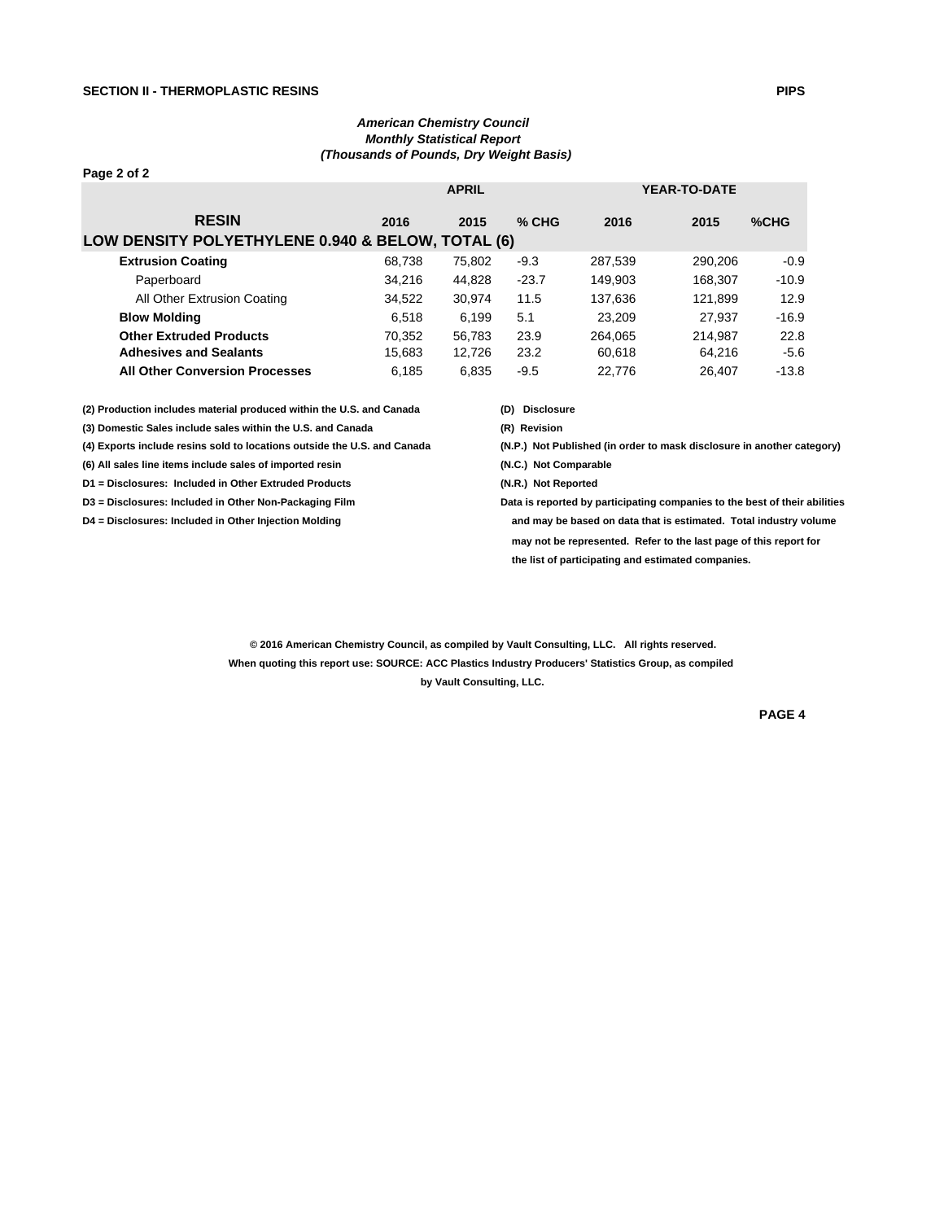**SECTION II - THERMOPLASTIC RESINS**

*American Chemistry Council*
*Monthly Statistical Report*
*(Thousands of Pounds, Dry Weight Basis)*

Page 2 of 2

| RESIN | APRIL 2016 | APRIL 2015 | % CHG | YEAR-TO-DATE 2016 | YEAR-TO-DATE 2015 | %CHG |
|---|---|---|---|---|---|---|
| **LOW DENSITY POLYETHYLENE 0.940 & BELOW, TOTAL (6)** | | | | | | |
| **Extrusion Coating** | 68,738 | 75,802 | -9.3 | 287,539 | 290,206 | -0.9 |
| Paperboard | 34,216 | 44,828 | -23.7 | 149,903 | 168,307 | -10.9 |
| All Other Extrusion Coating | 34,522 | 30,974 | 11.5 | 137,636 | 121,899 | 12.9 |
| **Blow Molding** | 6,518 | 6,199 | 5.1 | 23,209 | 27,937 | -16.9 |
| **Other Extruded Products** | 70,352 | 56,783 | 23.9 | 264,065 | 214,987 | 22.8 |
| **Adhesives and Sealants** | 15,683 | 12,726 | 23.2 | 60,618 | 64,216 | -5.6 |
| **All Other Conversion Processes** | 6,185 | 6,835 | -9.5 | 22,776 | 26,407 | -13.8 |

(2) Production includes material produced within the U.S. and Canada
(3) Domestic Sales include sales within the U.S. and Canada
(4) Exports include resins sold to locations outside the U.S. and Canada
(6) All sales line items include sales of imported resin
D1 = Disclosures: Included in Other Extruded Products
D3 = Disclosures: Included in Other Non-Packaging Film
D4 = Disclosures: Included in Other Injection Molding

(D) Disclosure
(R) Revision
(N.P.) Not Published (in order to mask disclosure in another category)
(N.C.) Not Comparable
(N.R.) Not Reported
Data is reported by participating companies to the best of their abilities and may be based on data that is estimated. Total industry volume may not be represented. Refer to the last page of this report for the list of participating and estimated companies.

© 2016 American Chemistry Council, as compiled by Vault Consulting, LLC. All rights reserved.
When quoting this report use: SOURCE: ACC Plastics Industry Producers' Statistics Group, as compiled by Vault Consulting, LLC.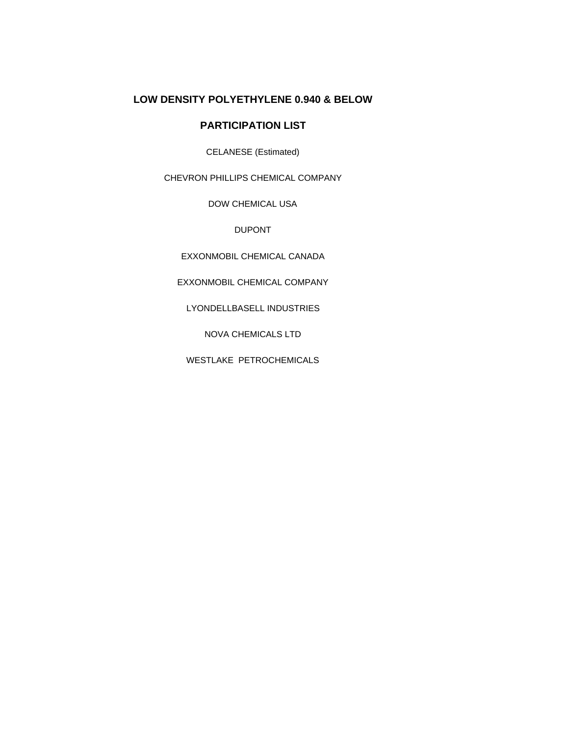## LOW DENSITY POLYETHYLENE 0.940 & BELOW

## PARTICIPATION LIST

CELANESE (Estimated)

CHEVRON PHILLIPS CHEMICAL COMPANY

DOW CHEMICAL USA

DUPONT

EXXONMOBIL CHEMICAL CANADA

EXXONMOBIL CHEMICAL COMPANY

LYONDELLBASELL INDUSTRIES

NOVA CHEMICALS LTD

WESTLAKE PETROCHEMICALS